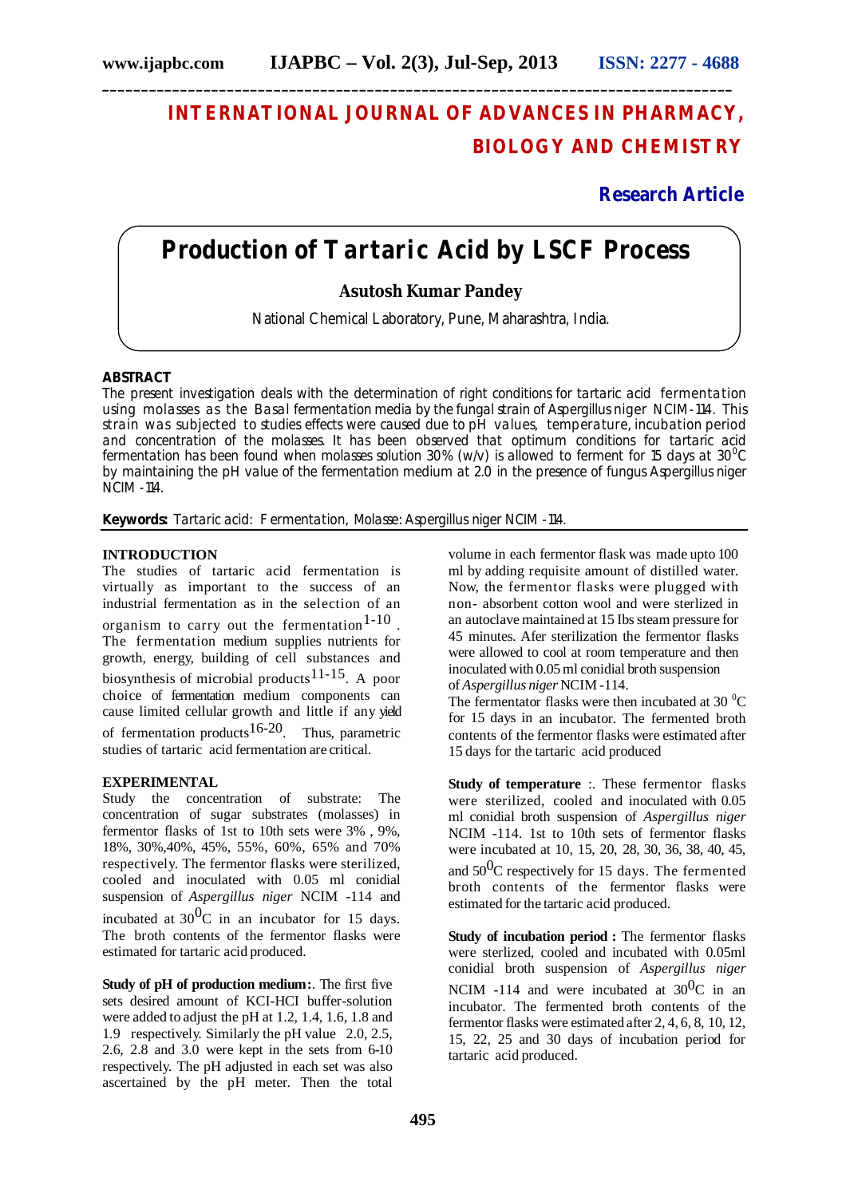# INTERNATIONAL JOURNAL OF ADVANCES IN PHARMACY, BIOLOGY AND CHEMISTRY

**Research Article**

# Production of Tartaric Acid by LSCF Process

**Asutosh Kumar Pandey**

National Chemical Laboratory, Pune, Maharashtra, India.

## ABSTRACT

The present investigation deals with the determination of right conditions for tartaric acid fermentation using molasses as the Basal fermentation media by the fungal strain of Aspergillus niger NCIM-114. This strain was subjected to studies effects were caused due to pH values, temperature, incubation period and concentration of the molasses. It has been observed that optimum conditions for tartaric acid fermentation has been found when molasses solution 30% (w/v) is allowed to ferment for 15 days at $30^0$C by maintaining the pH value of the fermentation medium at 2.0 in the presence of fungus Aspergillus niger NCIM -114.

**Keywords:** Tartaric acid: Fermentation, Molasse: Aspergillus niger NCIM -114.

## INTRODUCTION

The studies of tartaric acid fermentation is virtually as important to the success of an industrial fermentation as in the selection of an organism to carry out the fermentation[1-10]. The fermentation medium supplies nutrients for growth, energy, building of cell substances and biosynthesis of microbial products[11-15]. A poor choice of fermentation medium components can cause limited cellular growth and little if any yield of fermentation products[16-20]. Thus, parametric studies of tartaric acid fermentation are critical.

## EXPERIMENTAL

Study the concentration of substrate: The concentration of sugar substrates (molasses) in fermentor flasks of 1st to 10th sets were 3% , 9%, 18%, 30%,40%, 45%, 55%, 60%, 65% and 70% respectively. The fermentor flasks were sterilized, cooled and inoculated with 0.05 ml conidial suspension of *Aspergillus niger* NCIM -114 and incubated at $30^0$C in an incubator for 15 days. The broth contents of the fermentor flasks were estimated for tartaric acid produced.

**Study of pH of production medium:**. The first five sets desired amount of KCI-HCI buffer-solution were added to adjust the pH at 1.2, 1.4, 1.6, 1.8 and 1.9 respectively. Similarly the pH value 2.0, 2.5, 2.6, 2.8 and 3.0 were kept in the sets from 6-10 respectively. The pH adjusted in each set was also ascertained by the pH meter. Then the total volume in each fermentor flask was made upto 100 ml by adding requisite amount of distilled water. Now, the fermentor flasks were plugged with non- absorbent cotton wool and were sterlized in an autoclave maintained at 15 Ibs steam pressure for 45 minutes. Afer sterilization the fermentor flasks were allowed to cool at room temperature and then inoculated with 0.05 ml conidial broth suspension of *Aspergillus niger* NCIM -114.

The fermentator flasks were then incubated at 30 $^0$C for 15 days in an incubator. The fermented broth contents of the fermentor flasks were estimated after 15 days for the tartaric acid produced

**Study of temperature** :. These fermentor flasks were sterilized, cooled and inoculated with 0.05 ml conidial broth suspension of *Aspergillus niger* NCIM -114. 1st to 10th sets of fermentor flasks were incubated at 10, 15, 20, 28, 30, 36, 38, 40, 45, and $50^0$C respectively for 15 days. The fermented broth contents of the fermentor flasks were estimated for the tartaric acid produced.

**Study of incubation period :** The fermentor flasks were sterlized, cooled and incubated with 0.05ml conidial broth suspension of *Aspergillus niger* NCIM -114 and were incubated at $30^0$C in an incubator. The fermented broth contents of the fermentor flasks were estimated after 2, 4, 6, 8, 10, 12, 15, 22, 25 and 30 days of incubation period for tartaric acid produced.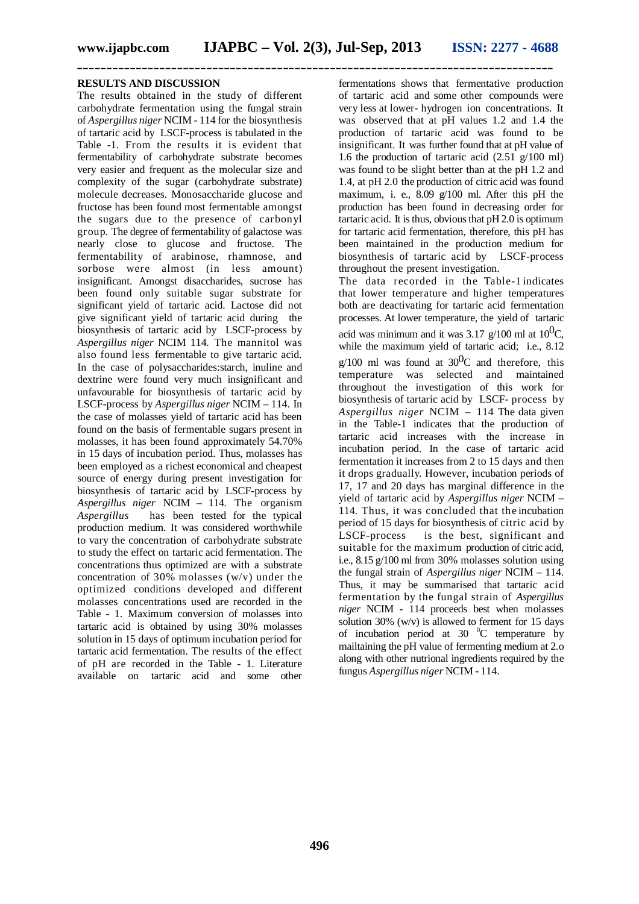## RESULTS AND DISCUSSION

The results obtained in the study of different carbohydrate fermentation using the fungal strain of *Aspergillus niger* NCIM - 114 for the biosynthesis of tartaric acid by LSCF-process is tabulated in the Table -1. From the results it is evident that fermentability of carbohydrate substrate becomes very easier and frequent as the molecular size and complexity of the sugar (carbohydrate substrate) molecule decreases. Monosaccharide glucose and fructose has been found most fermentable amongst the sugars due to the presence of carbonyl group. The degree of fermentability of galactose was nearly close to glucose and fructose. The fermentability of arabinose, rhamnose, and sorbose were almost (in less amount) insignificant. Amongst disaccharides, sucrose has been found only suitable sugar substrate for significant yield of tartaric acid. Lactose did not give significant yield of tartaric acid during the biosynthesis of tartaric acid by LSCF-process by *Aspergillus niger* NCIM 114. The mannitol was also found less fermentable to give tartaric acid. In the case of polysaccharides:starch, inuline and dextrine were found very much insignificant and unfavourable for biosynthesis of tartaric acid by LSCF-process by *Aspergillus niger* NCIM – 114. In the case of molasses yield of tartaric acid has been found on the basis of fermentable sugars present in molasses, it has been found approximately 54.70% in 15 days of incubation period. Thus, molasses has been employed as a richest economical and cheapest source of energy during present investigation for biosynthesis of tartaric acid by LSCF-process by *Aspergillus niger* NCIM – 114. The organism *Aspergillus* has been tested for the typical production medium. It was considered worthwhile to vary the concentration of carbohydrate substrate to study the effect on tartaric acid fermentation. The concentrations thus optimized are with a substrate concentration of 30% molasses (w/v) under the optimized conditions developed and different molasses concentrations used are recorded in the Table - 1. Maximum conversion of molasses into tartaric acid is obtained by using 30% molasses solution in 15 days of optimum incubation period for tartaric acid fermentation. The results of the effect of pH are recorded in the Table - 1. Literature available on tartaric acid and some other fermentations shows that fermentative production of tartaric acid and some other compounds were very less at lower- hydrogen ion concentrations. It was observed that at pH values 1.2 and 1.4 the production of tartaric acid was found to be insignificant. It was further found that at pH value of 1.6 the production of tartaric acid (2.51 g/100 ml) was found to be slight better than at the pH 1.2 and 1.4, at pH 2.0 the production of citric acid was found maximum, i. e., 8.09 g/100 ml. After this pH the production has been found in decreasing order for tartaric acid. It is thus, obvious that pH 2.0 is optimum for tartaric acid fermentation, therefore, this pH has been maintained in the production medium for biosynthesis of tartaric acid by LSCF-process throughout the present investigation.

The data recorded in the Table-1 indicates that lower temperature and higher temperatures both are deactivating for tartaric acid fermentation processes. At lower temperature, the yield of tartaric acid was minimum and it was 3.17 g/100 ml at $10^0$C, while the maximum yield of tartaric acid; i.e., 8.12 g/100 ml was found at $30^0$C and therefore, this temperature was selected and maintained throughout the investigation of this work for biosynthesis of tartaric acid by LSCF- process by *Aspergillus niger* NCIM – 114 The data given in the Table-1 indicates that the production of tartaric acid increases with the increase in incubation period. In the case of tartaric acid fermentation it increases from 2 to 15 days and then it drops gradually. However, incubation periods of 17, 17 and 20 days has marginal difference in the yield of tartaric acid by *Aspergillus niger* NCIM – 114. Thus, it was concluded that the incubation period of 15 days for biosynthesis of citric acid by LSCF-process is the best, significant and suitable for the maximum production of citric acid, i.e., 8.15 g/100 ml from 30% molasses solution using the fungal strain of *Aspergillus niger* NCIM – 114. Thus, it may be summarised that tartaric acid fermentation by the fungal strain of *Aspergillus niger* NCIM - 114 proceeds best when molasses solution 30% (w/v) is allowed to ferment for 15 days of incubation period at 30 $^0$C temperature by mailtaining the pH value of fermenting medium at 2.o along with other nutrional ingredients required by the fungus *Aspergillus niger* NCIM - 114.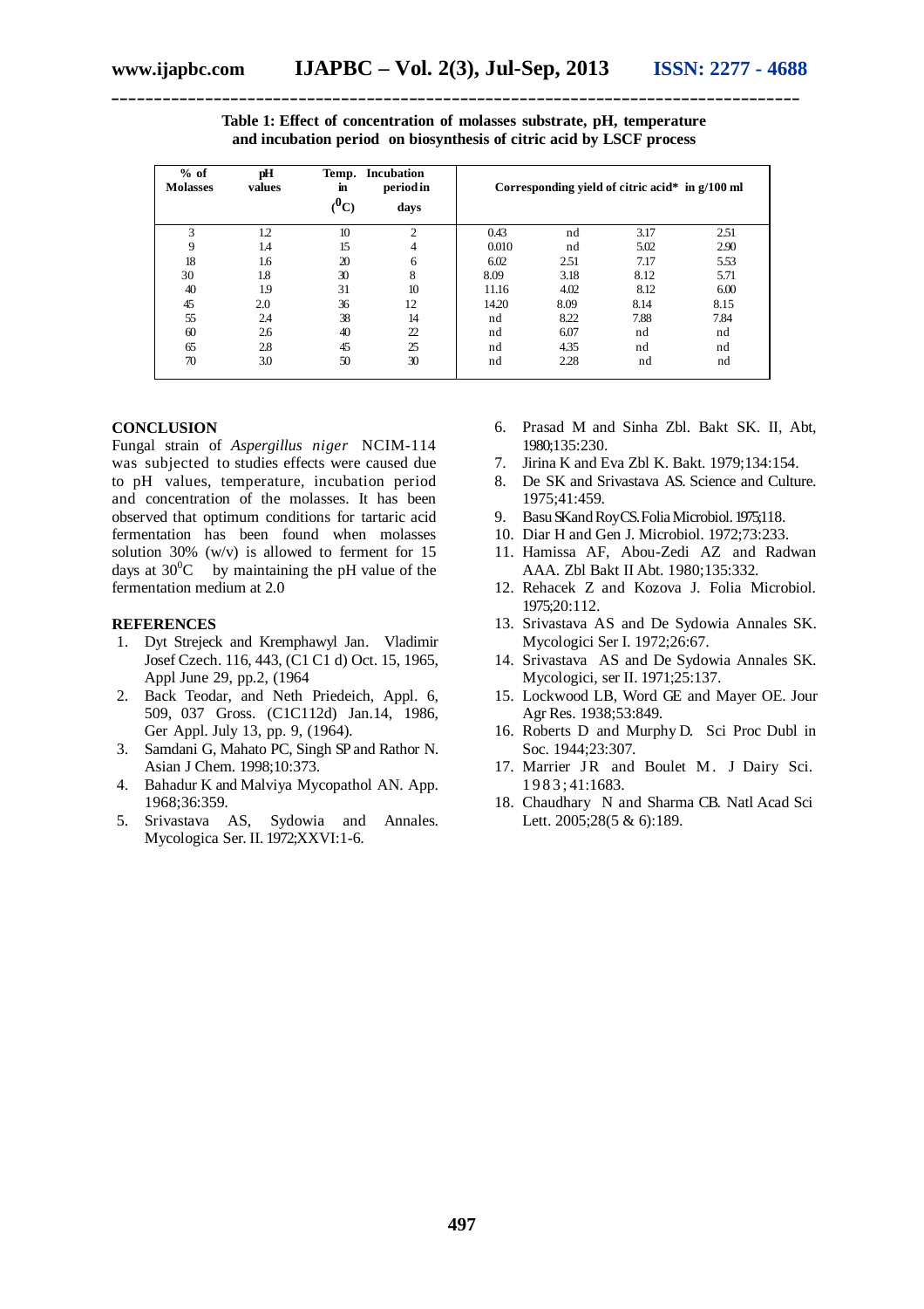**Table 1: Effect of concentration of molasses substrate, pH, temperature and incubation period on biosynthesis of citric acid by LSCF process**

| % of Molasses | pH values | Temp. in ($^0$C) | Incubation period in days | Corresponding yield of citric acid* in g/100 ml | | | |
|---|---|---|---|---|---|---|---|
| 3 | 1.2 | 10 | 2 | 0.43 | nd | 3.17 | 2.51 |
| 9 | 1.4 | 15 | 4 | 0.010 | nd | 5.02 | 2.90 |
| 18 | 1.6 | 20 | 6 | 6.02 | 2.51 | 7.17 | 5.53 |
| 30 | 1.8 | 30 | 8 | 8.09 | 3.18 | 8.12 | 5.71 |
| 40 | 1.9 | 31 | 10 | 11.16 | 4.02 | 8.12 | 6.00 |
| 45 | 2.0 | 36 | 12 | 14.20 | 8.09 | 8.14 | 8.15 |
| 55 | 2.4 | 38 | 14 | nd | 8.22 | 7.88 | 7.84 |
| 60 | 2.6 | 40 | 22 | nd | 6.07 | nd | nd |
| 65 | 2.8 | 45 | 25 | nd | 4.35 | nd | nd |
| 70 | 3.0 | 50 | 30 | nd | 2.28 | nd | nd |

## CONCLUSION

Fungal strain of *Aspergillus niger* NCIM-114 was subjected to studies effects were caused due to pH values, temperature, incubation period and concentration of the molasses. It has been observed that optimum conditions for tartaric acid fermentation has been found when molasses solution 30% (w/v) is allowed to ferment for 15 days at 30$^0$C by maintaining the pH value of the fermentation medium at 2.0

## REFERENCES

1. Dyt Strejeck and Kremphawyl Jan. Vladimir Josef Czech. 116, 443, (C1 C1 d) Oct. 15, 1965, Appl June 29, pp.2, (1964
2. Back Teodar, and Neth Priedeich, Appl. 6, 509, 037 Gross. (C1C112d) Jan.14, 1986, Ger Appl. July 13, pp. 9, (1964).
3. Samdani G, Mahato PC, Singh SP and Rathor N. Asian J Chem. 1998;10:373.
4. Bahadur K and Malviya Mycopathol AN. App. 1968;36:359.
5. Srivastava AS, Sydowia and Annales. Mycologica Ser. II. 1972;XXVI:1-6.
6. Prasad M and Sinha Zbl. Bakt SK. II, Abt, 1980;135:230.
7. Jirina K and Eva Zbl K. Bakt. 1979;134:154.
8. De SK and Srivastava AS. Science and Culture. 1975;41:459.
9. Basu SKand RoyCS. Folia Microbiol. 1975;118.
10. Diar H and Gen J. Microbiol. 1972;73:233.
11. Hamissa AF, Abou-Zedi AZ and Radwan AAA. Zbl Bakt II Abt. 1980;135:332.
12. Rehacek Z and Kozova J. Folia Microbiol. 1975;20:112.
13. Srivastava AS and De Sydowia Annales SK. Mycologici Ser I. 1972;26:67.
14. Srivastava AS and De Sydowia Annales SK. Mycologici, ser II. 1971;25:137.
15. Lockwood LB, Word GE and Mayer OE. Jour Agr Res. 1938;53:849.
16. Roberts D and Murphy D. Sci Proc Dubl in Soc. 1944;23:307.
17. Marrier JR and Boulet M. J Dairy Sci. 1983;41:1683.
18. Chaudhary N and Sharma CB. Natl Acad Sci Lett. 2005;28(5 & 6):189.